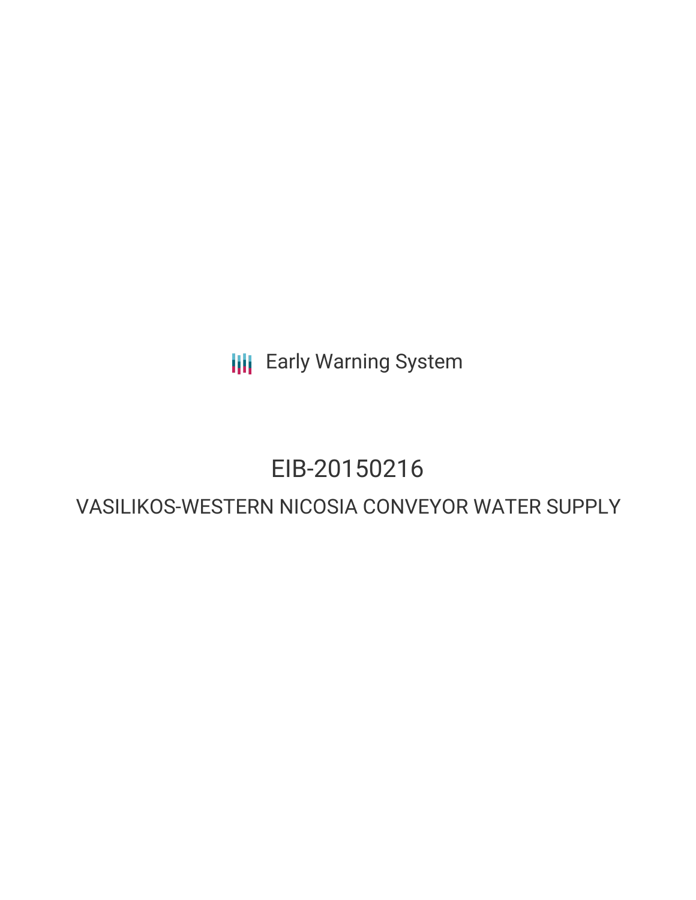Early Warning System

# EIB-20150216

## VASILIKOS-WESTERN NICOSIA CONVEYOR WATER SUPPLY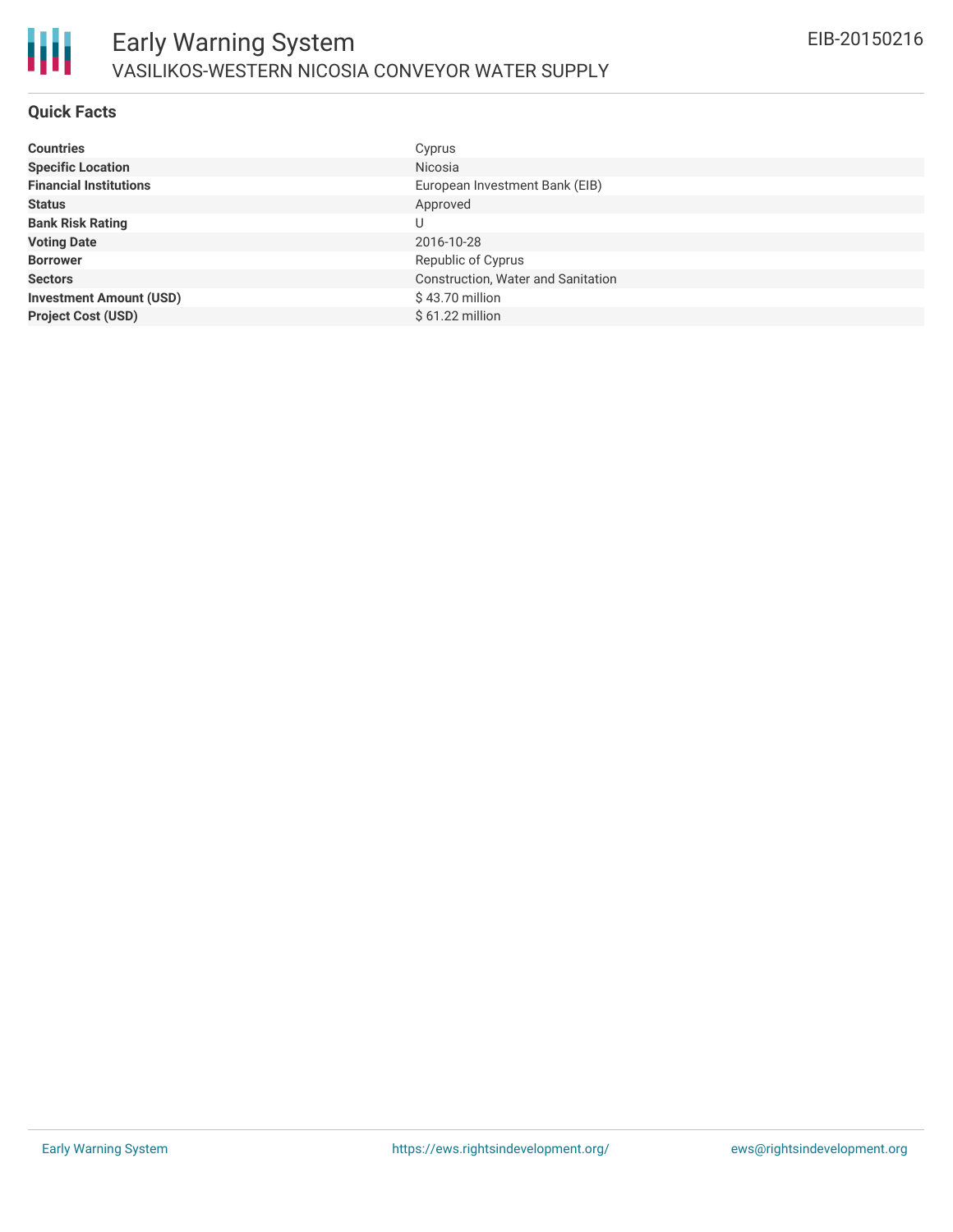## Quick Facts

| | |
|---|---|
| **Countries** | Cyprus |
| **Specific Location** | Nicosia |
| **Financial Institutions** | European Investment Bank (EIB) |
| **Status** | Approved |
| **Bank Risk Rating** | U |
| **Voting Date** | 2016-10-28 |
| **Borrower** | Republic of Cyprus |
| **Sectors** | Construction, Water and Sanitation |
| **Investment Amount (USD)** | $ 43.70 million |
| **Project Cost (USD)** | $ 61.22 million |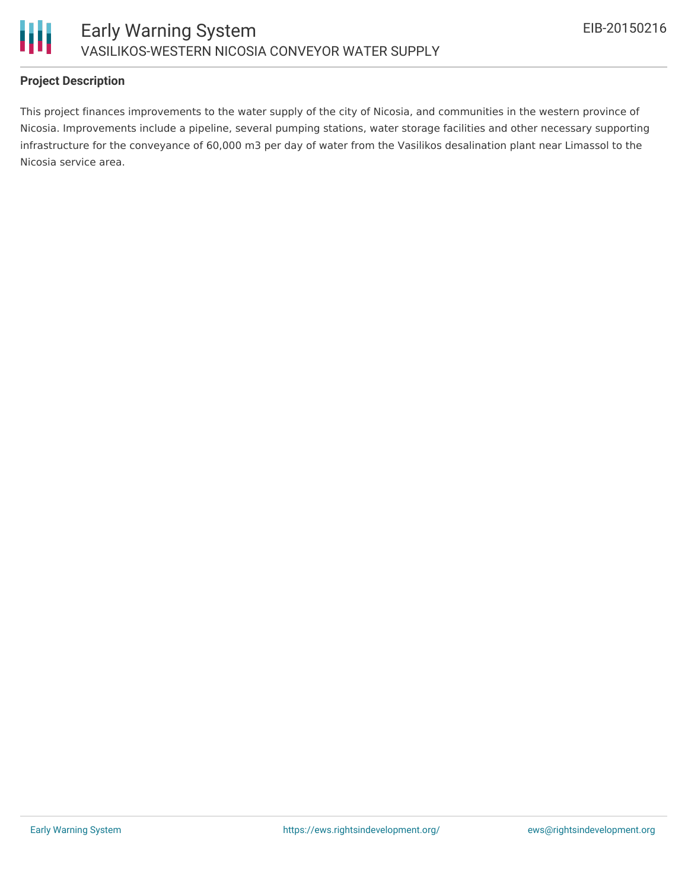## Project Description

This project finances improvements to the water supply of the city of Nicosia, and communities in the western province of Nicosia. Improvements include a pipeline, several pumping stations, water storage facilities and other necessary supporting infrastructure for the conveyance of 60,000 m3 per day of water from the Vasilikos desalination plant near Limassol to the Nicosia service area.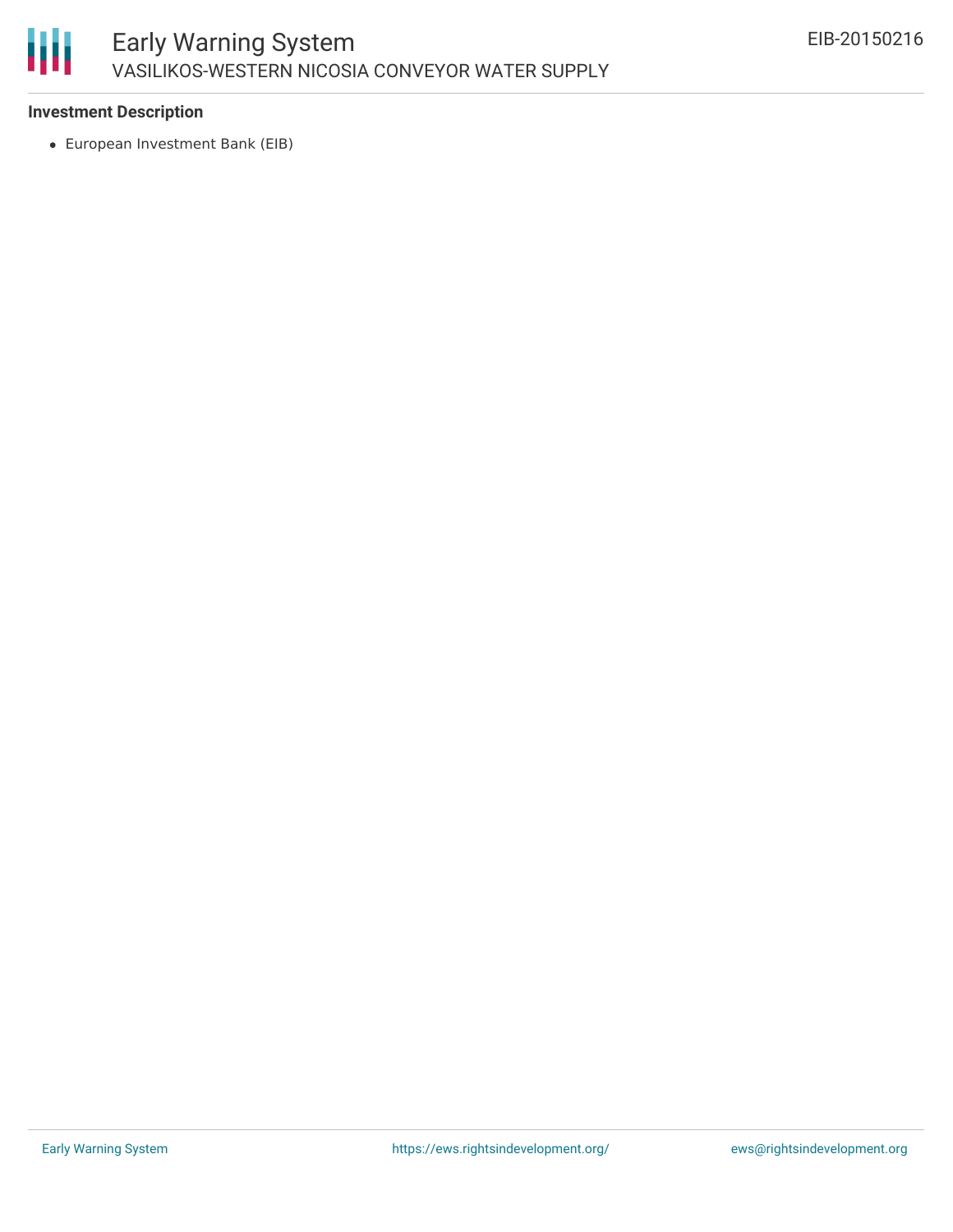### Investment Description

- European Investment Bank (EIB)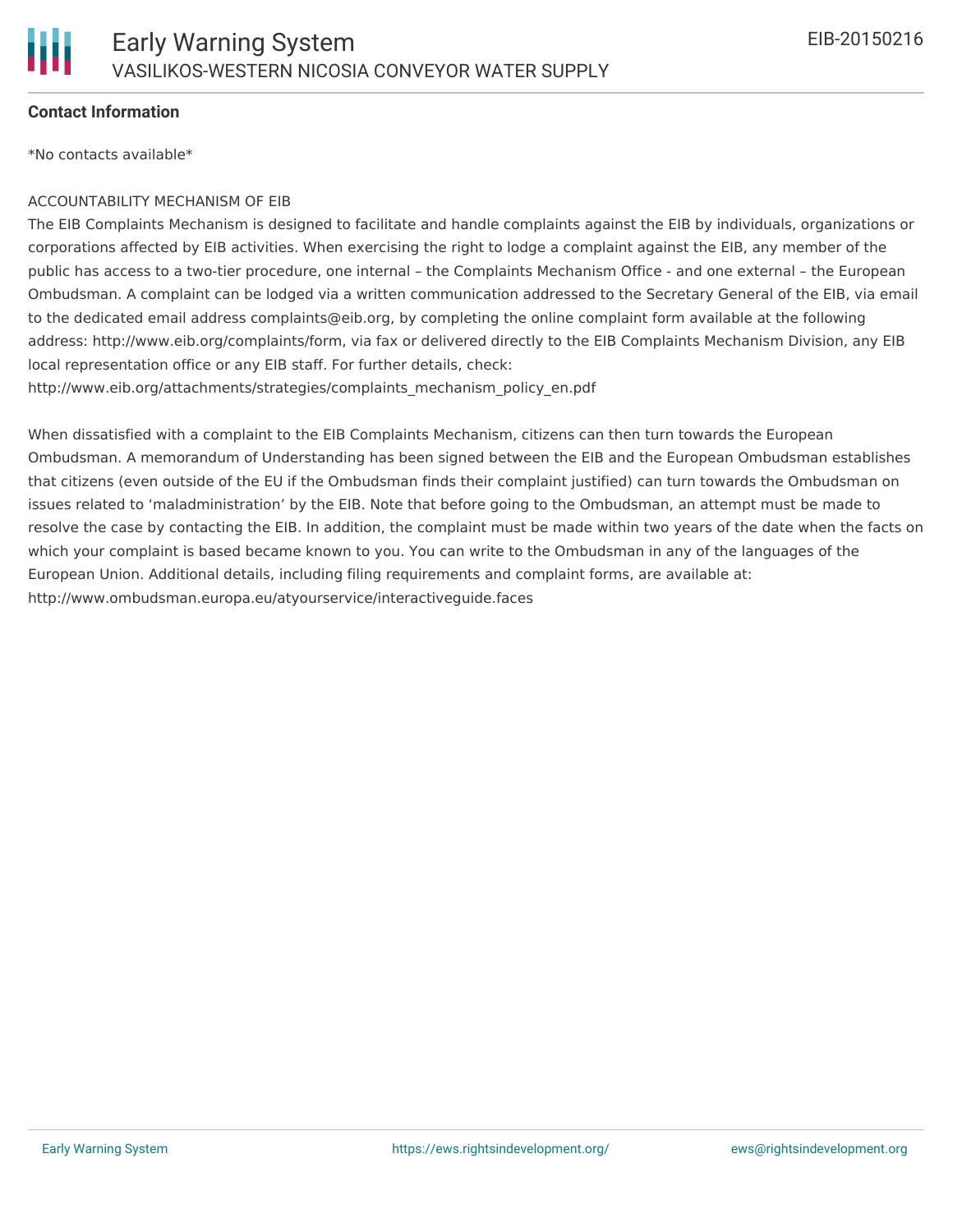**Contact Information**

*No contacts available*

ACCOUNTABILITY MECHANISM OF EIB

The EIB Complaints Mechanism is designed to facilitate and handle complaints against the EIB by individuals, organizations or corporations affected by EIB activities. When exercising the right to lodge a complaint against the EIB, any member of the public has access to a two-tier procedure, one internal – the Complaints Mechanism Office - and one external – the European Ombudsman. A complaint can be lodged via a written communication addressed to the Secretary General of the EIB, via email to the dedicated email address complaints@eib.org, by completing the online complaint form available at the following address: http://www.eib.org/complaints/form, via fax or delivered directly to the EIB Complaints Mechanism Division, any EIB local representation office or any EIB staff. For further details, check: http://www.eib.org/attachments/strategies/complaints_mechanism_policy_en.pdf

When dissatisfied with a complaint to the EIB Complaints Mechanism, citizens can then turn towards the European Ombudsman. A memorandum of Understanding has been signed between the EIB and the European Ombudsman establishes that citizens (even outside of the EU if the Ombudsman finds their complaint justified) can turn towards the Ombudsman on issues related to 'maladministration' by the EIB. Note that before going to the Ombudsman, an attempt must be made to resolve the case by contacting the EIB. In addition, the complaint must be made within two years of the date when the facts on which your complaint is based became known to you. You can write to the Ombudsman in any of the languages of the European Union. Additional details, including filing requirements and complaint forms, are available at: http://www.ombudsman.europa.eu/atyourservice/interactiveguide.faces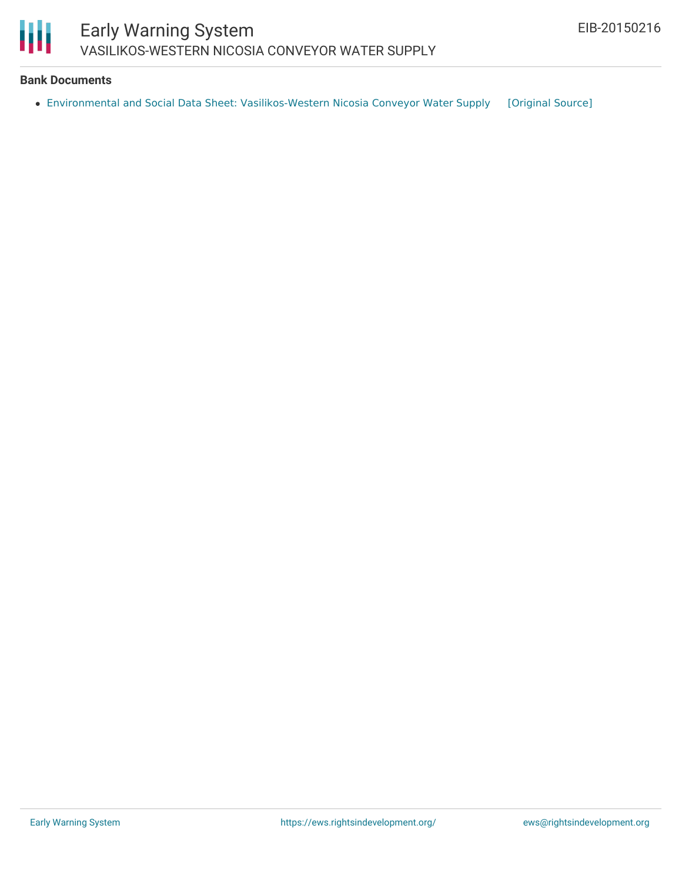**Bank Documents**

- Environmental and Social Data Sheet: Vasilikos-Western Nicosia Conveyor Water Supply [Original Source]